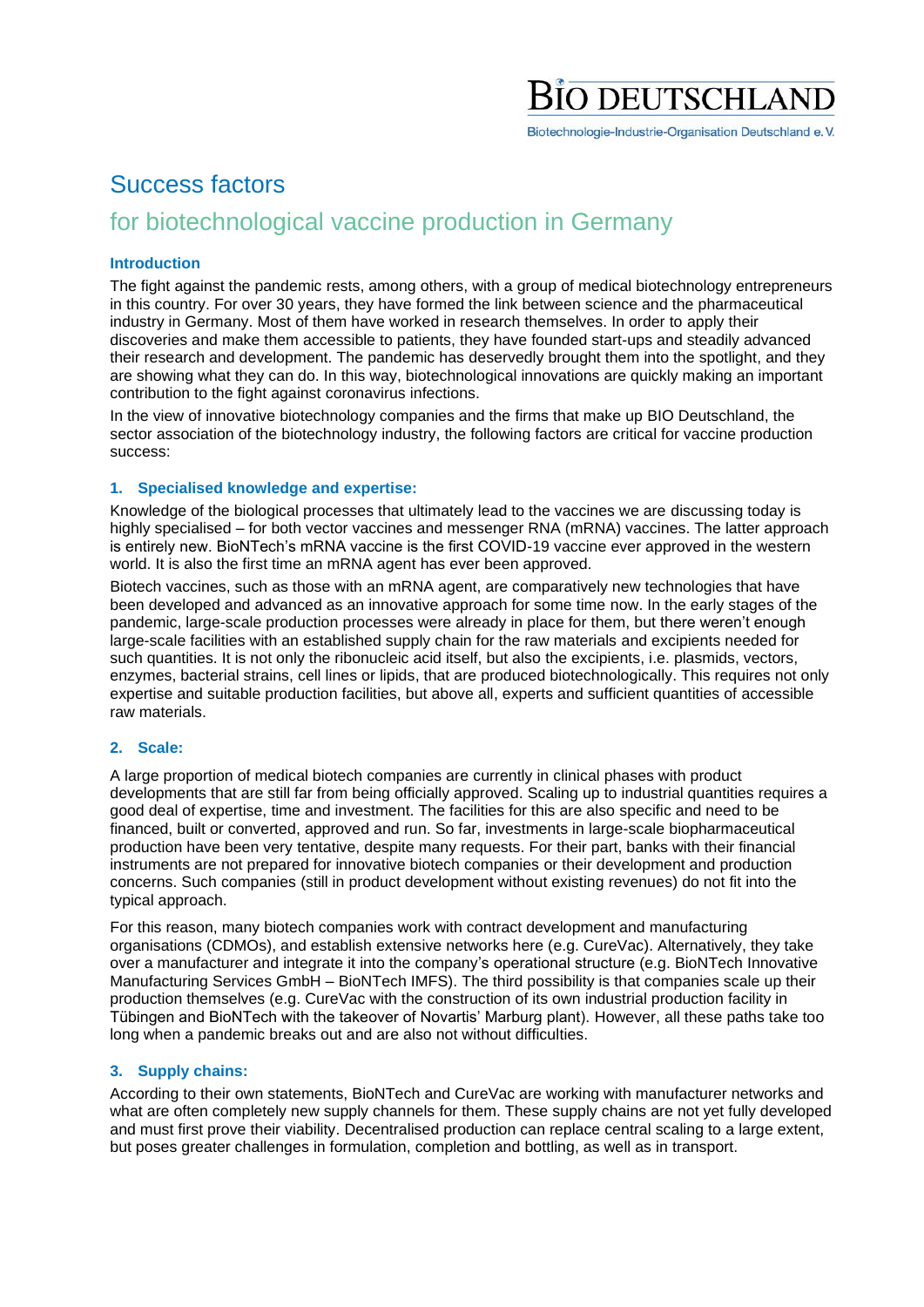BIO DEUTSCHLAND

Biotechnologie-Industrie-Organisation Deutschland e. V.

# Success factors

## for biotechnological vaccine production in Germany

### Introduction

The fight against the pandemic rests, among others, with a group of medical biotechnology entrepreneurs in this country. For over 30 years, they have formed the link between science and the pharmaceutical industry in Germany. Most of them have worked in research themselves. In order to apply their discoveries and make them accessible to patients, they have founded start-ups and steadily advanced their research and development. The pandemic has deservedly brought them into the spotlight, and they are showing what they can do. In this way, biotechnological innovations are quickly making an important contribution to the fight against coronavirus infections.

In the view of innovative biotechnology companies and the firms that make up BIO Deutschland, the sector association of the biotechnology industry, the following factors are critical for vaccine production success:

### 1. Specialised knowledge and expertise:

Knowledge of the biological processes that ultimately lead to the vaccines we are discussing today is highly specialised – for both vector vaccines and messenger RNA (mRNA) vaccines. The latter approach is entirely new. BioNTech's mRNA vaccine is the first COVID-19 vaccine ever approved in the western world. It is also the first time an mRNA agent has ever been approved.

Biotech vaccines, such as those with an mRNA agent, are comparatively new technologies that have been developed and advanced as an innovative approach for some time now. In the early stages of the pandemic, large-scale production processes were already in place for them, but there weren't enough large-scale facilities with an established supply chain for the raw materials and excipients needed for such quantities. It is not only the ribonucleic acid itself, but also the excipients, i.e. plasmids, vectors, enzymes, bacterial strains, cell lines or lipids, that are produced biotechnologically. This requires not only expertise and suitable production facilities, but above all, experts and sufficient quantities of accessible raw materials.

### 2. Scale:

A large proportion of medical biotech companies are currently in clinical phases with product developments that are still far from being officially approved. Scaling up to industrial quantities requires a good deal of expertise, time and investment. The facilities for this are also specific and need to be financed, built or converted, approved and run. So far, investments in large-scale biopharmaceutical production have been very tentative, despite many requests. For their part, banks with their financial instruments are not prepared for innovative biotech companies or their development and production concerns. Such companies (still in product development without existing revenues) do not fit into the typical approach.

For this reason, many biotech companies work with contract development and manufacturing organisations (CDMOs), and establish extensive networks here (e.g. CureVac). Alternatively, they take over a manufacturer and integrate it into the company's operational structure (e.g. BioNTech Innovative Manufacturing Services GmbH – BioNTech IMFS). The third possibility is that companies scale up their production themselves (e.g. CureVac with the construction of its own industrial production facility in Tübingen and BioNTech with the takeover of Novartis' Marburg plant). However, all these paths take too long when a pandemic breaks out and are also not without difficulties.

### 3. Supply chains:

According to their own statements, BioNTech and CureVac are working with manufacturer networks and what are often completely new supply channels for them. These supply chains are not yet fully developed and must first prove their viability. Decentralised production can replace central scaling to a large extent, but poses greater challenges in formulation, completion and bottling, as well as in transport.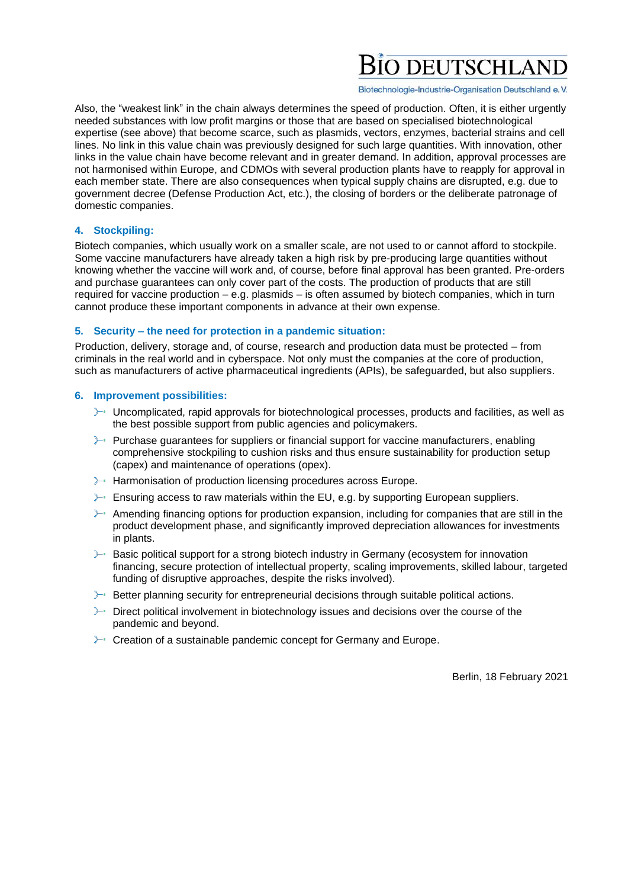Also, the "weakest link" in the chain always determines the speed of production. Often, it is either urgently needed substances with low profit margins or those that are based on specialised biotechnological expertise (see above) that become scarce, such as plasmids, vectors, enzymes, bacterial strains and cell lines. No link in this value chain was previously designed for such large quantities. With innovation, other links in the value chain have become relevant and in greater demand. In addition, approval processes are not harmonised within Europe, and CDMOs with several production plants have to reapply for approval in each member state. There are also consequences when typical supply chains are disrupted, e.g. due to government decree (Defense Production Act, etc.), the closing of borders or the deliberate patronage of domestic companies.

### 4. Stockpiling:

Biotech companies, which usually work on a smaller scale, are not used to or cannot afford to stockpile. Some vaccine manufacturers have already taken a high risk by pre-producing large quantities without knowing whether the vaccine will work and, of course, before final approval has been granted. Pre-orders and purchase guarantees can only cover part of the costs. The production of products that are still required for vaccine production – e.g. plasmids – is often assumed by biotech companies, which in turn cannot produce these important components in advance at their own expense.

### 5. Security – the need for protection in a pandemic situation:

Production, delivery, storage and, of course, research and production data must be protected – from criminals in the real world and in cyberspace. Not only must the companies at the core of production, such as manufacturers of active pharmaceutical ingredients (APIs), be safeguarded, but also suppliers.

### 6. Improvement possibilities:

- Uncomplicated, rapid approvals for biotechnological processes, products and facilities, as well as the best possible support from public agencies and policymakers.
- Purchase guarantees for suppliers or financial support for vaccine manufacturers, enabling comprehensive stockpiling to cushion risks and thus ensure sustainability for production setup (capex) and maintenance of operations (opex).
- Harmonisation of production licensing procedures across Europe.
- Ensuring access to raw materials within the EU, e.g. by supporting European suppliers.
- Amending financing options for production expansion, including for companies that are still in the product development phase, and significantly improved depreciation allowances for investments in plants.
- Basic political support for a strong biotech industry in Germany (ecosystem for innovation financing, secure protection of intellectual property, scaling improvements, skilled labour, targeted funding of disruptive approaches, despite the risks involved).
- Better planning security for entrepreneurial decisions through suitable political actions.
- Direct political involvement in biotechnology issues and decisions over the course of the pandemic and beyond.
- Creation of a sustainable pandemic concept for Germany and Europe.

Berlin, 18 February 2021